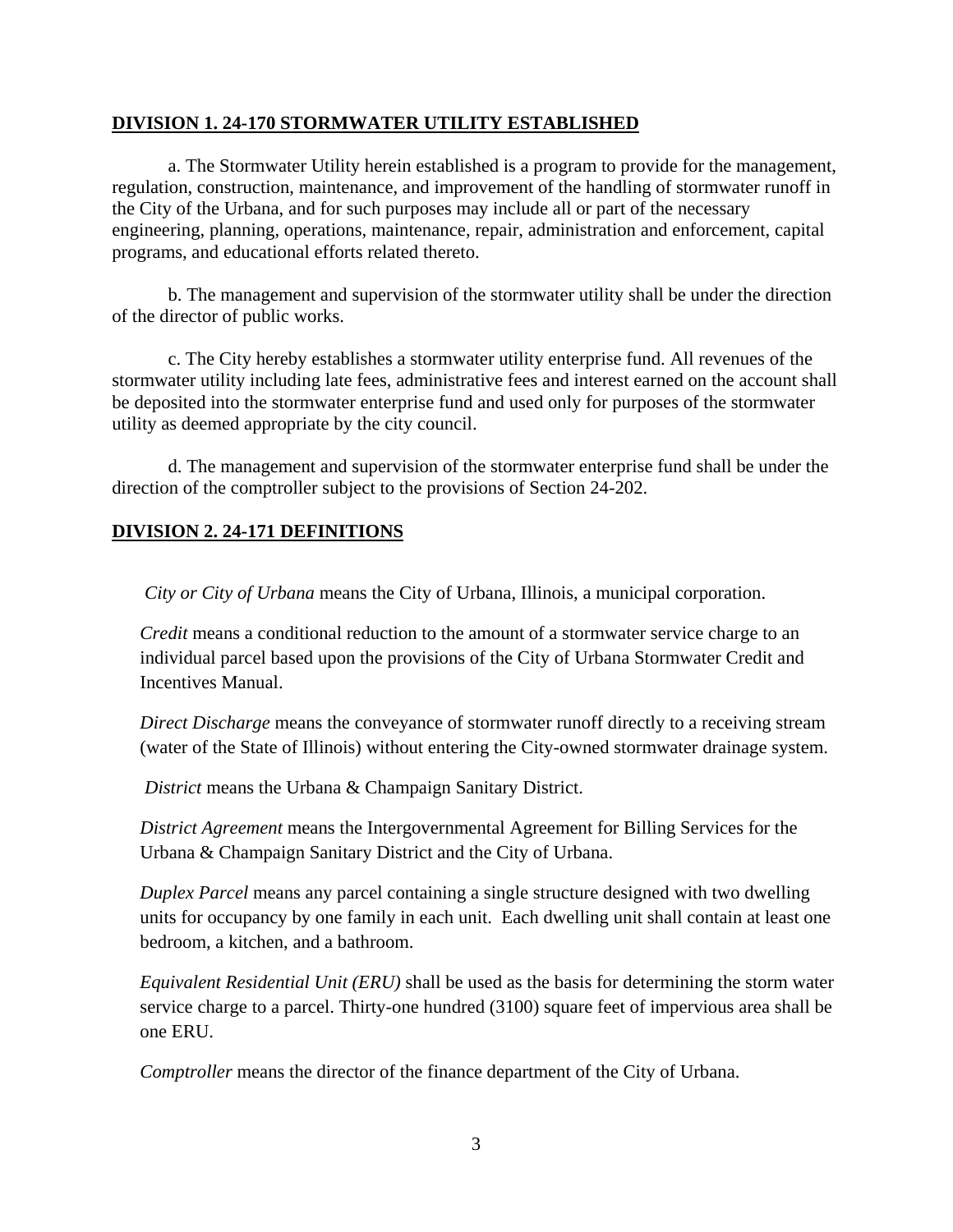## **DIVISION 1. 24-170 STORMWATER UTILITY ESTABLISHED**

a. The Stormwater Utility herein established is a program to provide for the management, regulation, construction, maintenance, and improvement of the handling of stormwater runoff in the City of the Urbana, and for such purposes may include all or part of the necessary engineering, planning, operations, maintenance, repair, administration and enforcement, capital programs, and educational efforts related thereto.

b. The management and supervision of the stormwater utility shall be under the direction of the director of public works.

c. The City hereby establishes a stormwater utility enterprise fund. All revenues of the stormwater utility including late fees, administrative fees and interest earned on the account shall be deposited into the stormwater enterprise fund and used only for purposes of the stormwater utility as deemed appropriate by the city council.

d. The management and supervision of the stormwater enterprise fund shall be under the direction of the comptroller subject to the provisions of Section 24-202.

## **DIVISION 2. 24-171 DEFINITIONS**

*City or City of Urbana* means the City of Urbana, Illinois, a municipal corporation.

*Credit* means a conditional reduction to the amount of a stormwater service charge to an individual parcel based upon the provisions of the City of Urbana Stormwater Credit and Incentives Manual.

*Direct Discharge* means the conveyance of stormwater runoff directly to a receiving stream (water of the State of Illinois) without entering the City-owned stormwater drainage system.

*District* means the Urbana & Champaign Sanitary District.

*District Agreement* means the Intergovernmental Agreement for Billing Services for the Urbana & Champaign Sanitary District and the City of Urbana.

*Duplex Parcel* means any parcel containing a single structure designed with two dwelling units for occupancy by one family in each unit. Each dwelling unit shall contain at least one bedroom, a kitchen, and a bathroom.

*Equivalent Residential Unit (ERU)* shall be used as the basis for determining the storm water service charge to a parcel. Thirty-one hundred (3100) square feet of impervious area shall be one ERU.

*Comptroller* means the director of the finance department of the City of Urbana.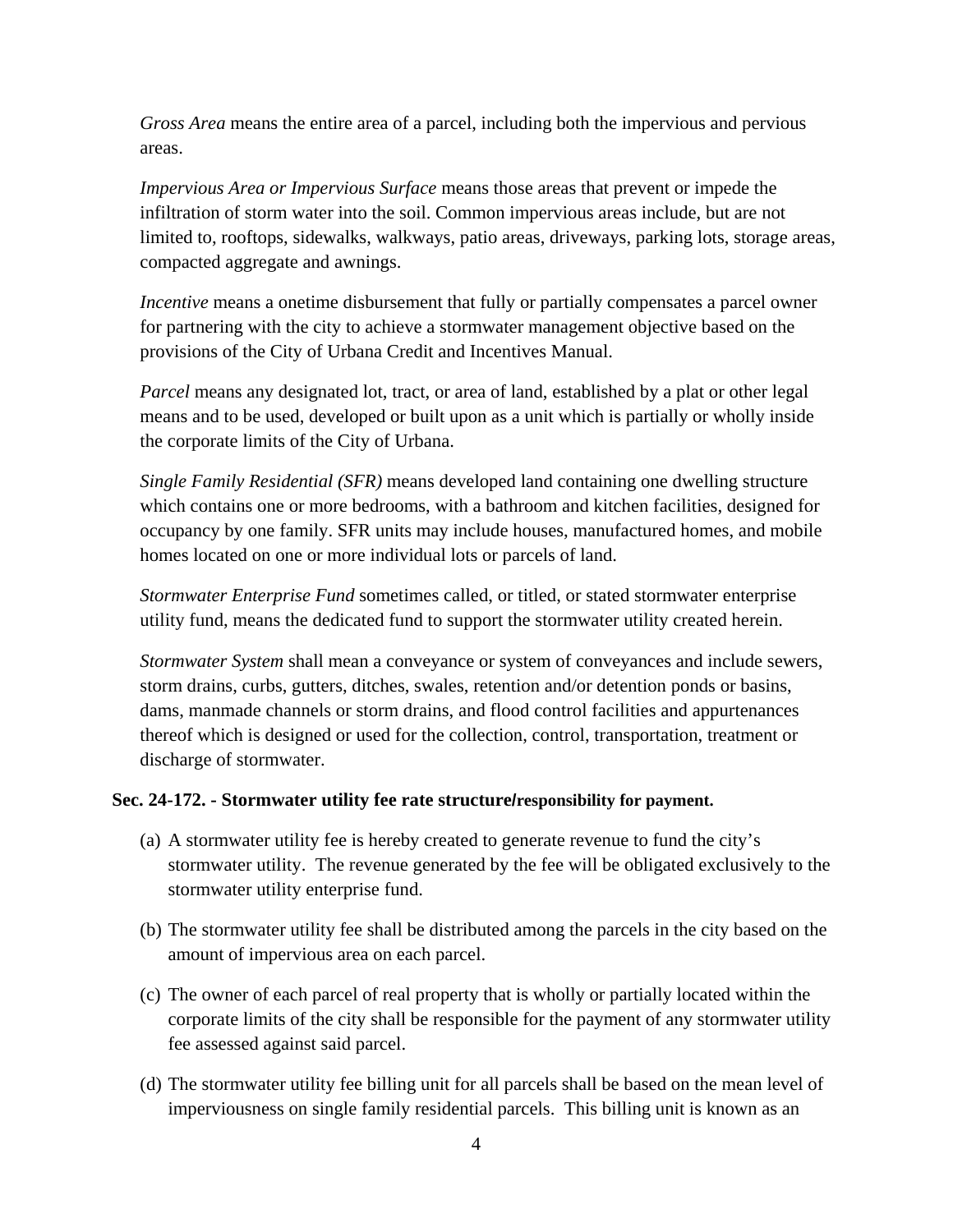*Gross Area* means the entire area of a parcel, including both the impervious and pervious areas.

*Impervious Area or Impervious Surface* means those areas that prevent or impede the infiltration of storm water into the soil. Common impervious areas include, but are not limited to, rooftops, sidewalks, walkways, patio areas, driveways, parking lots, storage areas, compacted aggregate and awnings.

*Incentive* means a onetime disbursement that fully or partially compensates a parcel owner for partnering with the city to achieve a stormwater management objective based on the provisions of the City of Urbana Credit and Incentives Manual.

*Parcel* means any designated lot, tract, or area of land, established by a plat or other legal means and to be used, developed or built upon as a unit which is partially or wholly inside the corporate limits of the City of Urbana.

*Single Family Residential (SFR)* means developed land containing one dwelling structure which contains one or more bedrooms, with a bathroom and kitchen facilities, designed for occupancy by one family. SFR units may include houses, manufactured homes, and mobile homes located on one or more individual lots or parcels of land.

*Stormwater Enterprise Fund* sometimes called, or titled, or stated stormwater enterprise utility fund, means the dedicated fund to support the stormwater utility created herein.

*Stormwater System* shall mean a conveyance or system of conveyances and include sewers, storm drains, curbs, gutters, ditches, swales, retention and/or detention ponds or basins, dams, manmade channels or storm drains, and flood control facilities and appurtenances thereof which is designed or used for the collection, control, transportation, treatment or discharge of stormwater.

**Sec. 24-172. - Stormwater utility fee rate structure/responsibility for payment.**

(a) A stormwater utility fee is hereby created to generate revenue to fund the city's stormwater utility. The revenue generated by the fee will be obligated exclusively to the stormwater utility enterprise fund.

(b) The stormwater utility fee shall be distributed among the parcels in the city based on the amount of impervious area on each parcel.

(c) The owner of each parcel of real property that is wholly or partially located within the corporate limits of the city shall be responsible for the payment of any stormwater utility fee assessed against said parcel.

(d) The stormwater utility fee billing unit for all parcels shall be based on the mean level of imperviousness on single family residential parcels. This billing unit is known as an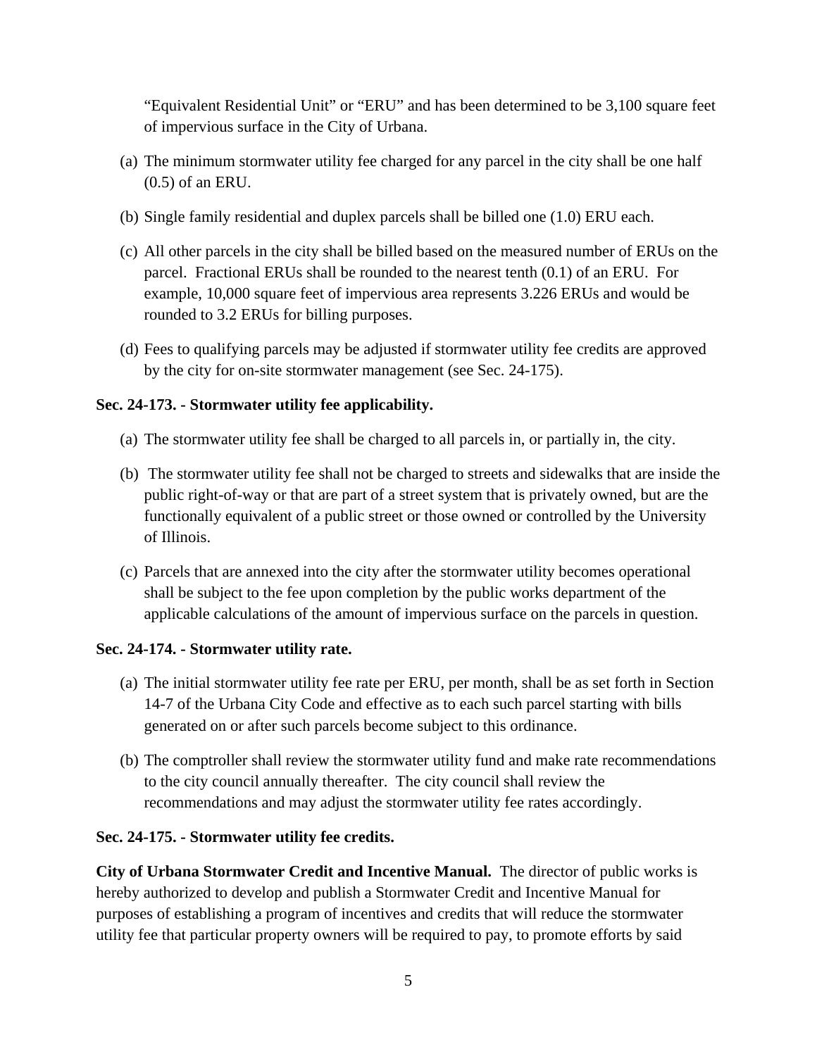"Equivalent Residential Unit" or "ERU" and has been determined to be 3,100 square feet of impervious surface in the City of Urbana.

(a) The minimum stormwater utility fee charged for any parcel in the city shall be one half (0.5) of an ERU.

(b) Single family residential and duplex parcels shall be billed one (1.0) ERU each.

(c) All other parcels in the city shall be billed based on the measured number of ERUs on the parcel. Fractional ERUs shall be rounded to the nearest tenth (0.1) of an ERU. For example, 10,000 square feet of impervious area represents 3.226 ERUs and would be rounded to 3.2 ERUs for billing purposes.

(d) Fees to qualifying parcels may be adjusted if stormwater utility fee credits are approved by the city for on-site stormwater management (see Sec. 24-175).

**Sec. 24-173. - Stormwater utility fee applicability.**

(a) The stormwater utility fee shall be charged to all parcels in, or partially in, the city.

(b) The stormwater utility fee shall not be charged to streets and sidewalks that are inside the public right-of-way or that are part of a street system that is privately owned, but are the functionally equivalent of a public street or those owned or controlled by the University of Illinois.

(c) Parcels that are annexed into the city after the stormwater utility becomes operational shall be subject to the fee upon completion by the public works department of the applicable calculations of the amount of impervious surface on the parcels in question.

**Sec. 24-174. - Stormwater utility rate.**

(a) The initial stormwater utility fee rate per ERU, per month, shall be as set forth in Section 14-7 of the Urbana City Code and effective as to each such parcel starting with bills generated on or after such parcels become subject to this ordinance.

(b) The comptroller shall review the stormwater utility fund and make rate recommendations to the city council annually thereafter. The city council shall review the recommendations and may adjust the stormwater utility fee rates accordingly.

**Sec. 24-175. - Stormwater utility fee credits.**

**City of Urbana Stormwater Credit and Incentive Manual.** The director of public works is hereby authorized to develop and publish a Stormwater Credit and Incentive Manual for purposes of establishing a program of incentives and credits that will reduce the stormwater utility fee that particular property owners will be required to pay, to promote efforts by said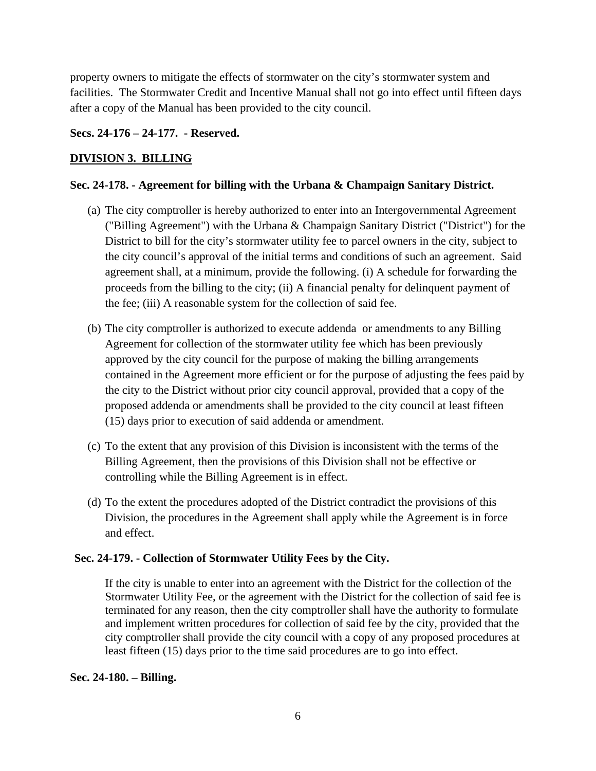property owners to mitigate the effects of stormwater on the city's stormwater system and facilities. The Stormwater Credit and Incentive Manual shall not go into effect until fifteen days after a copy of the Manual has been provided to the city council.

**Secs. 24-176 – 24-177. - Reserved.**

## DIVISION 3. BILLING

**Sec. 24-178. - Agreement for billing with the Urbana & Champaign Sanitary District.**

(a) The city comptroller is hereby authorized to enter into an Intergovernmental Agreement ("Billing Agreement") with the Urbana & Champaign Sanitary District ("District") for the District to bill for the city's stormwater utility fee to parcel owners in the city, subject to the city council's approval of the initial terms and conditions of such an agreement. Said agreement shall, at a minimum, provide the following. (i) A schedule for forwarding the proceeds from the billing to the city; (ii) A financial penalty for delinquent payment of the fee; (iii) A reasonable system for the collection of said fee.

(b) The city comptroller is authorized to execute addenda or amendments to any Billing Agreement for collection of the stormwater utility fee which has been previously approved by the city council for the purpose of making the billing arrangements contained in the Agreement more efficient or for the purpose of adjusting the fees paid by the city to the District without prior city council approval, provided that a copy of the proposed addenda or amendments shall be provided to the city council at least fifteen (15) days prior to execution of said addenda or amendment.

(c) To the extent that any provision of this Division is inconsistent with the terms of the Billing Agreement, then the provisions of this Division shall not be effective or controlling while the Billing Agreement is in effect.

(d) To the extent the procedures adopted of the District contradict the provisions of this Division, the procedures in the Agreement shall apply while the Agreement is in force and effect.

**Sec. 24-179. - Collection of Stormwater Utility Fees by the City.**

If the city is unable to enter into an agreement with the District for the collection of the Stormwater Utility Fee, or the agreement with the District for the collection of said fee is terminated for any reason, then the city comptroller shall have the authority to formulate and implement written procedures for collection of said fee by the city, provided that the city comptroller shall provide the city council with a copy of any proposed procedures at least fifteen (15) days prior to the time said procedures are to go into effect.

**Sec. 24-180. – Billing.**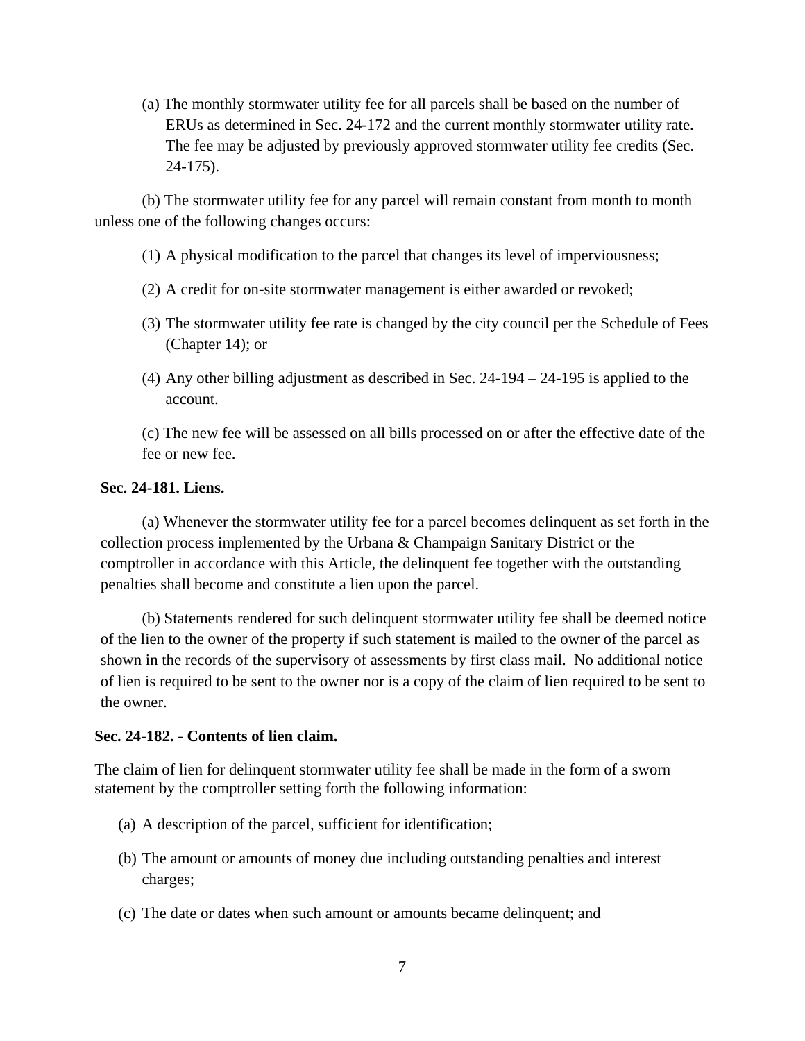(a) The monthly stormwater utility fee for all parcels shall be based on the number of ERUs as determined in Sec. 24-172 and the current monthly stormwater utility rate. The fee may be adjusted by previously approved stormwater utility fee credits (Sec. 24-175).

(b) The stormwater utility fee for any parcel will remain constant from month to month unless one of the following changes occurs:

(1) A physical modification to the parcel that changes its level of imperviousness;

(2) A credit for on-site stormwater management is either awarded or revoked;

(3) The stormwater utility fee rate is changed by the city council per the Schedule of Fees (Chapter 14); or

(4) Any other billing adjustment as described in Sec. 24-194 – 24-195 is applied to the account.

(c) The new fee will be assessed on all bills processed on or after the effective date of the fee or new fee.

**Sec. 24-181. Liens.**

(a) Whenever the stormwater utility fee for a parcel becomes delinquent as set forth in the collection process implemented by the Urbana & Champaign Sanitary District or the comptroller in accordance with this Article, the delinquent fee together with the outstanding penalties shall become and constitute a lien upon the parcel.

(b) Statements rendered for such delinquent stormwater utility fee shall be deemed notice of the lien to the owner of the property if such statement is mailed to the owner of the parcel as shown in the records of the supervisory of assessments by first class mail. No additional notice of lien is required to be sent to the owner nor is a copy of the claim of lien required to be sent to the owner.

**Sec. 24-182. - Contents of lien claim.**

The claim of lien for delinquent stormwater utility fee shall be made in the form of a sworn statement by the comptroller setting forth the following information:

(a) A description of the parcel, sufficient for identification;

(b) The amount or amounts of money due including outstanding penalties and interest charges;

(c) The date or dates when such amount or amounts became delinquent; and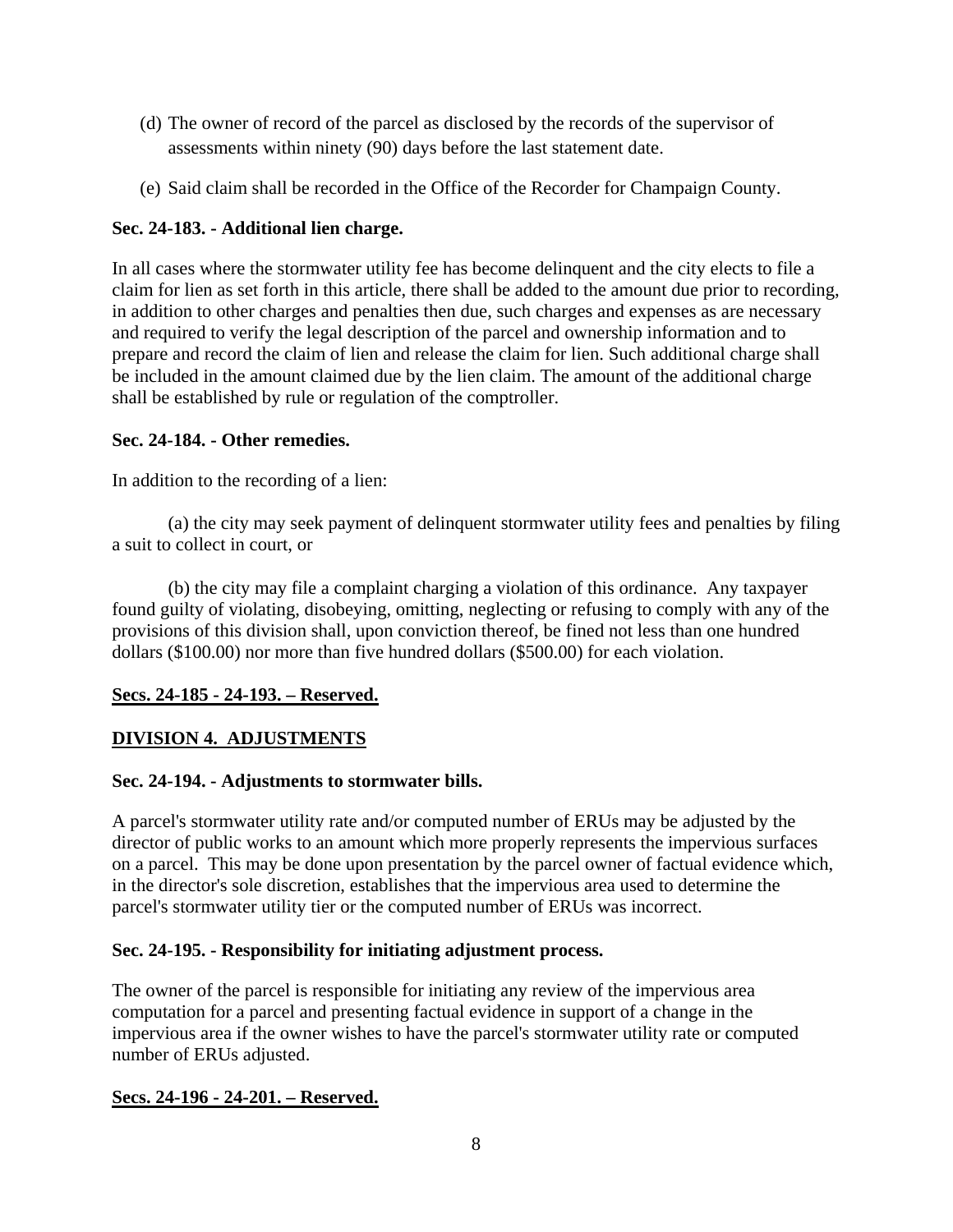(d) The owner of record of the parcel as disclosed by the records of the supervisor of assessments within ninety (90) days before the last statement date.

(e) Said claim shall be recorded in the Office of the Recorder for Champaign County.

**Sec. 24-183. - Additional lien charge.**

In all cases where the stormwater utility fee has become delinquent and the city elects to file a claim for lien as set forth in this article, there shall be added to the amount due prior to recording, in addition to other charges and penalties then due, such charges and expenses as are necessary and required to verify the legal description of the parcel and ownership information and to prepare and record the claim of lien and release the claim for lien. Such additional charge shall be included in the amount claimed due by the lien claim. The amount of the additional charge shall be established by rule or regulation of the comptroller.

**Sec. 24-184. - Other remedies.**

In addition to the recording of a lien:

(a) the city may seek payment of delinquent stormwater utility fees and penalties by filing a suit to collect in court, or

(b) the city may file a complaint charging a violation of this ordinance. Any taxpayer found guilty of violating, disobeying, omitting, neglecting or refusing to comply with any of the provisions of this division shall, upon conviction thereof, be fined not less than one hundred dollars ($100.00) nor more than five hundred dollars ($500.00) for each violation.

**<u>Secs. 24-185 - 24-193. – Reserved.</u>**

**<u>DIVISION 4. ADJUSTMENTS</u>**

**Sec. 24-194. - Adjustments to stormwater bills.**

A parcel's stormwater utility rate and/or computed number of ERUs may be adjusted by the director of public works to an amount which more properly represents the impervious surfaces on a parcel. This may be done upon presentation by the parcel owner of factual evidence which, in the director's sole discretion, establishes that the impervious area used to determine the parcel's stormwater utility tier or the computed number of ERUs was incorrect.

**Sec. 24-195. - Responsibility for initiating adjustment process.**

The owner of the parcel is responsible for initiating any review of the impervious area computation for a parcel and presenting factual evidence in support of a change in the impervious area if the owner wishes to have the parcel's stormwater utility rate or computed number of ERUs adjusted.

**<u>Secs. 24-196 - 24-201. – Reserved.</u>**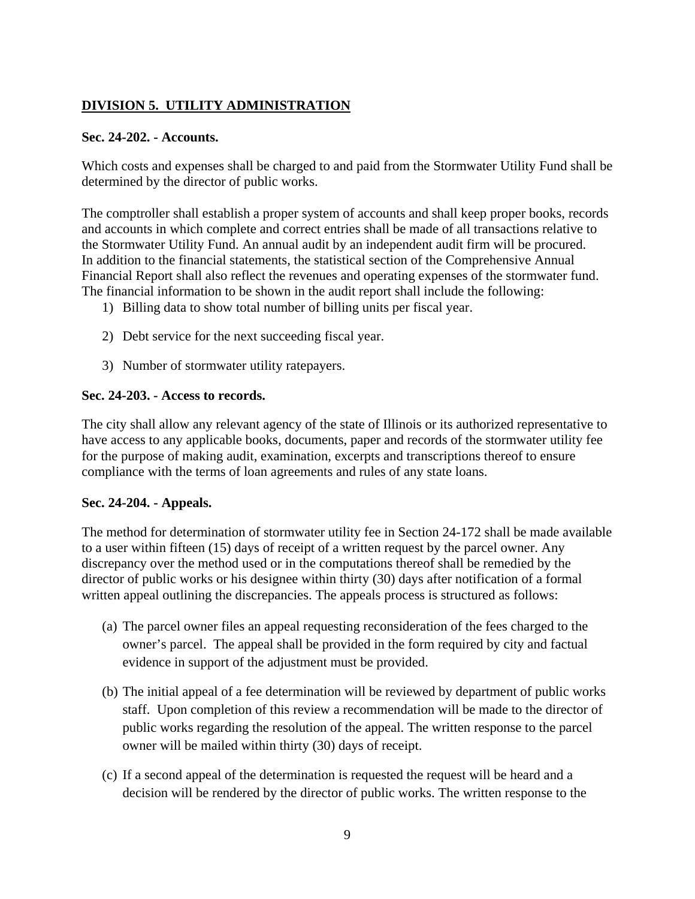## DIVISION 5. UTILITY ADMINISTRATION

**Sec. 24-202. - Accounts.**

Which costs and expenses shall be charged to and paid from the Stormwater Utility Fund shall be determined by the director of public works.

The comptroller shall establish a proper system of accounts and shall keep proper books, records and accounts in which complete and correct entries shall be made of all transactions relative to the Stormwater Utility Fund. An annual audit by an independent audit firm will be procured. In addition to the financial statements, the statistical section of the Comprehensive Annual Financial Report shall also reflect the revenues and operating expenses of the stormwater fund. The financial information to be shown in the audit report shall include the following:

1) Billing data to show total number of billing units per fiscal year.

2) Debt service for the next succeeding fiscal year.

3) Number of stormwater utility ratepayers.

**Sec. 24-203. - Access to records.**

The city shall allow any relevant agency of the state of Illinois or its authorized representative to have access to any applicable books, documents, paper and records of the stormwater utility fee for the purpose of making audit, examination, excerpts and transcriptions thereof to ensure compliance with the terms of loan agreements and rules of any state loans.

**Sec. 24-204. - Appeals.**

The method for determination of stormwater utility fee in Section 24-172 shall be made available to a user within fifteen (15) days of receipt of a written request by the parcel owner. Any discrepancy over the method used or in the computations thereof shall be remedied by the director of public works or his designee within thirty (30) days after notification of a formal written appeal outlining the discrepancies. The appeals process is structured as follows:

(a) The parcel owner files an appeal requesting reconsideration of the fees charged to the owner's parcel. The appeal shall be provided in the form required by city and factual evidence in support of the adjustment must be provided.

(b) The initial appeal of a fee determination will be reviewed by department of public works staff. Upon completion of this review a recommendation will be made to the director of public works regarding the resolution of the appeal. The written response to the parcel owner will be mailed within thirty (30) days of receipt.

(c) If a second appeal of the determination is requested the request will be heard and a decision will be rendered by the director of public works. The written response to the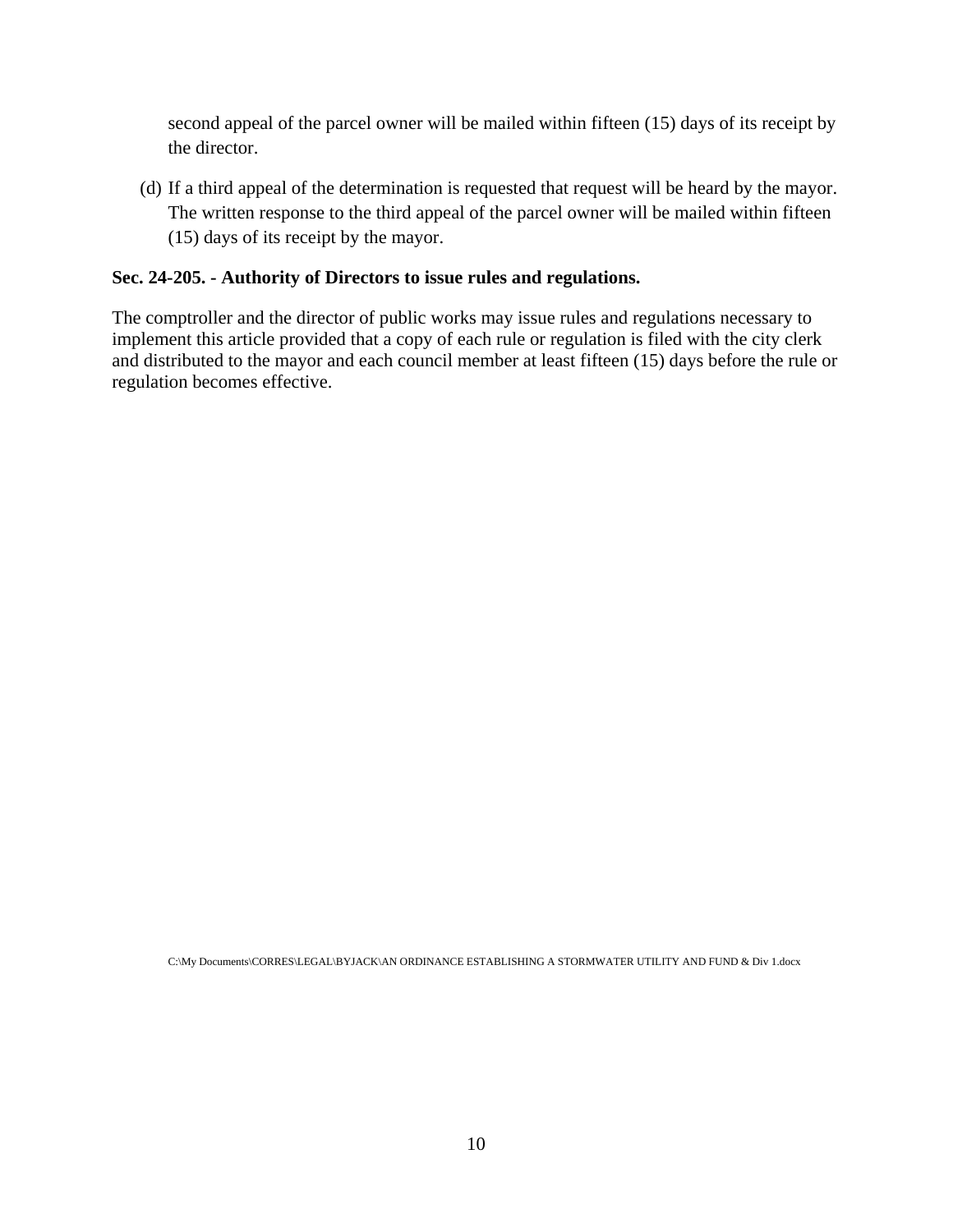second appeal of the parcel owner will be mailed within fifteen (15) days of its receipt by the director.

(d) If a third appeal of the determination is requested that request will be heard by the mayor. The written response to the third appeal of the parcel owner will be mailed within fifteen (15) days of its receipt by the mayor.

**Sec. 24-205. - Authority of Directors to issue rules and regulations.**

The comptroller and the director of public works may issue rules and regulations necessary to implement this article provided that a copy of each rule or regulation is filed with the city clerk and distributed to the mayor and each council member at least fifteen (15) days before the rule or regulation becomes effective.